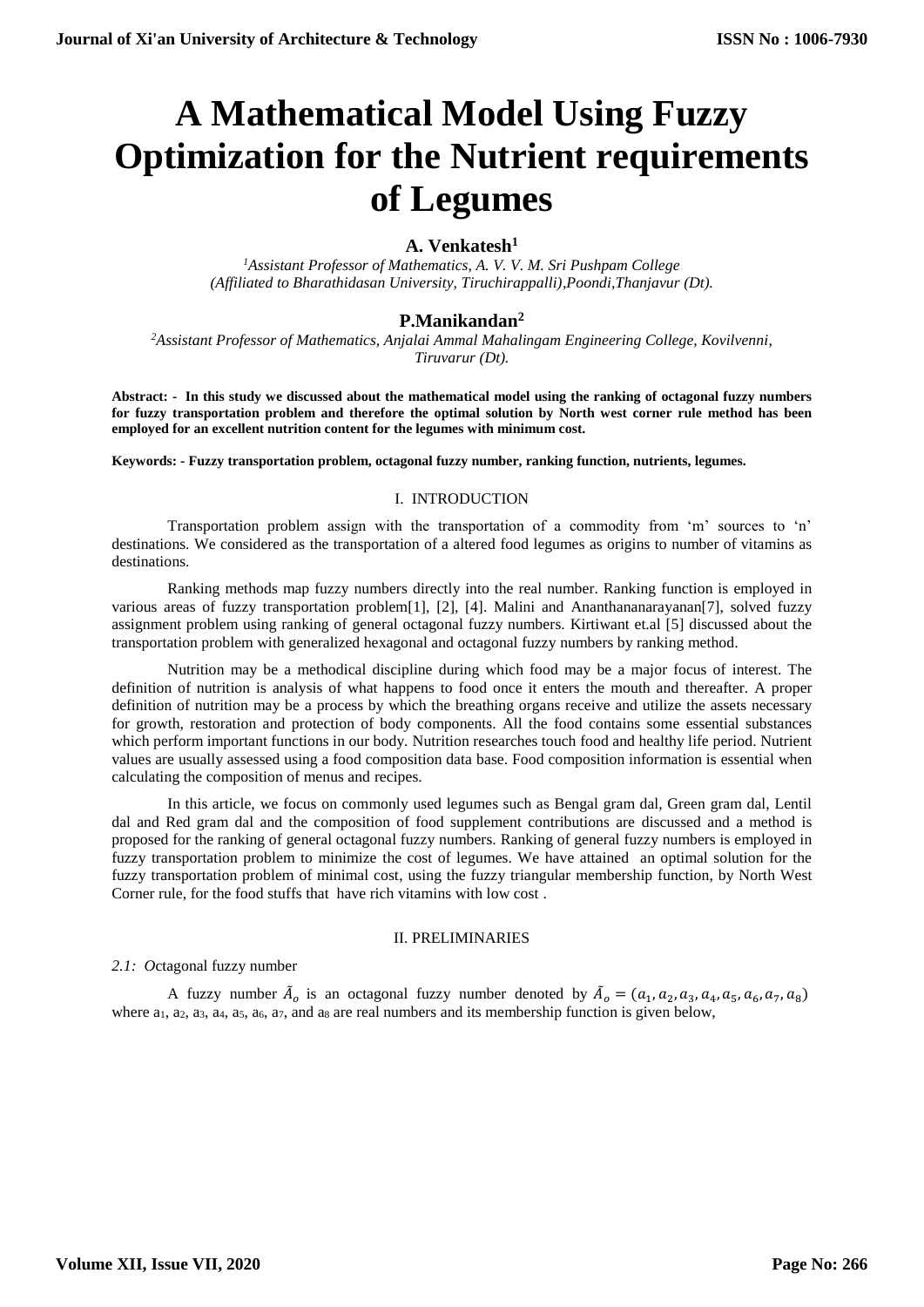# A Mathematical Model Using Fuzzy Optimization for the Nutrient requirements of Legumes

**A. Venkatesh[1]**

*[1]Assistant Professor of Mathematics, A. V. V. M. Sri Pushpam College (Affiliated to Bharathidasan University, Tiruchirappalli),Poondi,Thanjavur (Dt).*

**P.Manikandan[2]**

*[2]Assistant Professor of Mathematics, Anjalai Ammal Mahalingam Engineering College, Kovilvenni, Tiruvarur (Dt).*

**Abstract: - In this study we discussed about the mathematical model using the ranking of octagonal fuzzy numbers for fuzzy transportation problem and therefore the optimal solution by North west corner rule method has been employed for an excellent nutrition content for the legumes with minimum cost.**

**Keywords: - Fuzzy transportation problem, octagonal fuzzy number, ranking function, nutrients, legumes.**

## I. INTRODUCTION

Transportation problem assign with the transportation of a commodity from 'm' sources to 'n' destinations. We considered as the transportation of a altered food legumes as origins to number of vitamins as destinations.

Ranking methods map fuzzy numbers directly into the real number. Ranking function is employed in various areas of fuzzy transportation problem[1], [2], [4]. Malini and Ananthananarayanan[7], solved fuzzy assignment problem using ranking of general octagonal fuzzy numbers. Kirtiwant et.al [5] discussed about the transportation problem with generalized hexagonal and octagonal fuzzy numbers by ranking method.

Nutrition may be a methodical discipline during which food may be a major focus of interest. The definition of nutrition is analysis of what happens to food once it enters the mouth and thereafter. A proper definition of nutrition may be a process by which the breathing organs receive and utilize the assets necessary for growth, restoration and protection of body components. All the food contains some essential substances which perform important functions in our body. Nutrition researches touch food and healthy life period. Nutrient values are usually assessed using a food composition data base. Food composition information is essential when calculating the composition of menus and recipes.

In this article, we focus on commonly used legumes such as Bengal gram dal, Green gram dal, Lentil dal and Red gram dal and the composition of food supplement contributions are discussed and a method is proposed for the ranking of general octagonal fuzzy numbers. Ranking of general fuzzy numbers is employed in fuzzy transportation problem to minimize the cost of legumes. We have attained an optimal solution for the fuzzy transportation problem of minimal cost, using the fuzzy triangular membership function, by North West Corner rule, for the food stuffs that have rich vitamins with low cost .

## II. PRELIMINARIES

*2.1: Octagonal fuzzy number*

A fuzzy number $\tilde{A}_o$ is an octagonal fuzzy number denoted by $\tilde{A}_o = (a_1, a_2, a_3, a_4, a_5, a_6, a_7, a_8)$ where $a_1$, $a_2$, $a_3$, $a_4$, $a_5$, $a_6$, $a_7$, and $a_8$ are real numbers and its membership function is given below,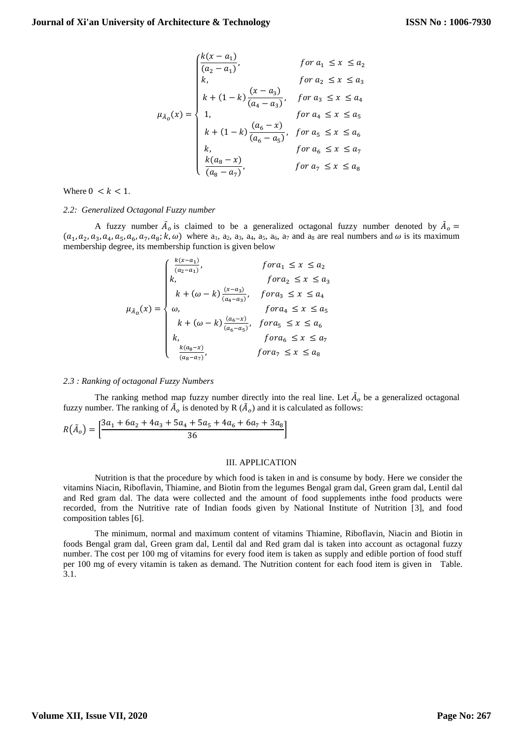$$
\mu_{\tilde{A}_o}(x) = \begin{cases} \dfrac{k(x-a_1)}{(a_2-a_1)}, & for\ a_1 \le x \le a_2 \\ k, & for\ a_2 \le x \le a_3 \\ k + (1-k)\dfrac{(x-a_3)}{(a_4-a_3)}, & for\ a_3 \le x \le a_4 \\ 1, & for\ a_4 \le x \le a_5 \\ k + (1-k)\dfrac{(a_6-x)}{(a_6-a_5)}, & for\ a_5 \le x \le a_6 \\ k, & for\ a_6 \le x \le a_7 \\ \dfrac{k(a_8-x)}{(a_8-a_7)}, & for\ a_7 \le x \le a_8 \end{cases}
$$

Where $0 < k < 1$.

*2.2: Generalized Octagonal Fuzzy number*

A fuzzy number $\tilde{A}_o$ is claimed to be a generalized octagonal fuzzy number denoted by $\tilde{A}_o = (a_1, a_2, a_3, a_4, a_5, a_6, a_7, a_8; k, \omega)$ where $a_1$, $a_2$, $a_3$, $a_4$, $a_5$, $a_6$, $a_7$ and $a_8$ are real numbers and $\omega$ is its maximum membership degree, its membership function is given below

$$
\mu_{\tilde{A}_o}(x) = \begin{cases} \frac{k(x-a_1)}{(a_2-a_1)}, & for a_1 \le x \le a_2 \\ k, & for a_2 \le x \le a_3 \\ k + (\omega-k)\frac{(x-a_3)}{(a_4-a_3)}, & for a_3 \le x \le a_4 \\ \omega, & for a_4 \le x \le a_5 \\ k + (\omega-k)\frac{(a_6-x)}{(a_6-a_5)}, & for a_5 \le x \le a_6 \\ k, & for a_6 \le x \le a_7 \\ \frac{k(a_8-x)}{(a_8-a_7)}, & for a_7 \le x \le a_8 \end{cases}
$$

*2.3 : Ranking of octagonal Fuzzy Numbers*

The ranking method map fuzzy number directly into the real line. Let $\tilde{A}_o$ be a generalized octagonal fuzzy number. The ranking of $\tilde{A}_o$ is denoted by R $(\tilde{A}_o)$ and it is calculated as follows:

$$
R(\tilde{A}_o) = \left[\frac{3a_1 + 6a_2 + 4a_3 + 5a_4 + 5a_5 + 4a_6 + 6a_7 + 3a_8}{36}\right]
$$

## III. APPLICATION

Nutrition is that the procedure by which food is taken in and is consume by body. Here we consider the vitamins Niacin, Riboflavin, Thiamine, and Biotin from the legumes Bengal gram dal, Green gram dal, Lentil dal and Red gram dal. The data were collected and the amount of food supplements inthe food products were recorded, from the Nutritive rate of Indian foods given by National Institute of Nutrition [3], and food composition tables [6].

The minimum, normal and maximum content of vitamins Thiamine, Riboflavin, Niacin and Biotin in foods Bengal gram dal, Green gram dal, Lentil dal and Red gram dal is taken into account as octagonal fuzzy number. The cost per 100 mg of vitamins for every food item is taken as supply and edible portion of food stuff per 100 mg of every vitamin is taken as demand. The Nutrition content for each food item is given in Table. 3.1.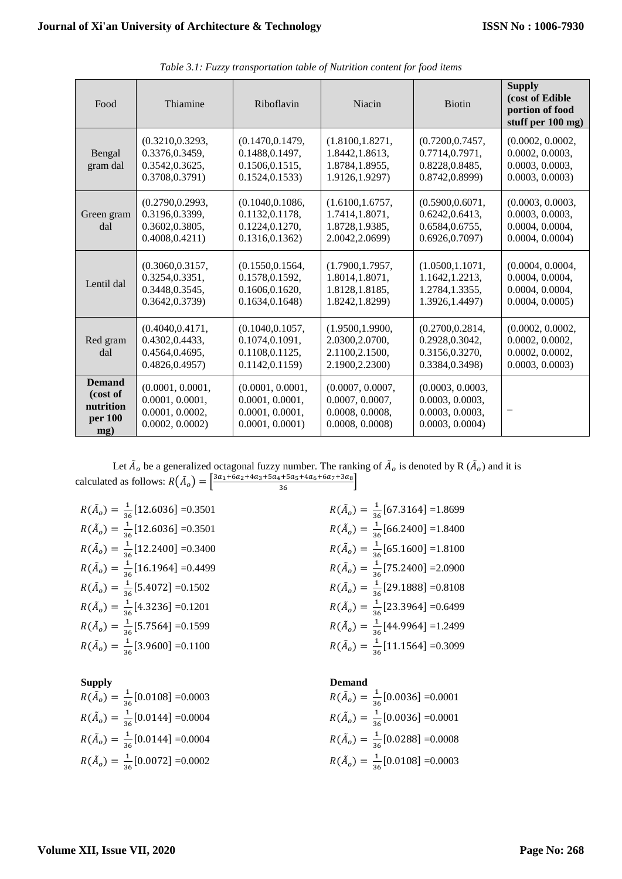*Table 3.1: Fuzzy transportation table of Nutrition content for food items*

| Food | Thiamine | Riboflavin | Niacin | Biotin | **Supply (cost of Edible portion of food stuff per 100 mg)** |
|---|---|---|---|---|---|
| Bengal gram dal | (0.3210,0.3293, 0.3376,0.3459, 0.3542,0.3625, 0.3708,0.3791) | (0.1470,0.1479, 0.1488,0.1497, 0.1506,0.1515, 0.1524,0.1533) | (1.8100,1.8271, 1.8442,1.8613, 1.8784,1.8955, 1.9126,1.9297) | (0.7200,0.7457, 0.7714,0.7971, 0.8228,0.8485, 0.8742,0.8999) | (0.0002, 0.0002, 0.0002, 0.0003, 0.0003, 0.0003, 0.0003, 0.0003) |
| Green gram dal | (0.2790,0.2993, 0.3196,0.3399, 0.3602,0.3805, 0.4008,0.4211) | (0.1040,0.1086, 0.1132,0.1178, 0.1224,0.1270, 0.1316,0.1362) | (1.6100,1.6757, 1.7414,1.8071, 1.8728,1.9385, 2.0042,2.0699) | (0.5900,0.6071, 0.6242,0.6413, 0.6584,0.6755, 0.6926,0.7097) | (0.0003, 0.0003, 0.0003, 0.0003, 0.0004, 0.0004, 0.0004, 0.0004) |
| Lentil dal | (0.3060,0.3157, 0.3254,0.3351, 0.3448,0.3545, 0.3642,0.3739) | (0.1550,0.1564, 0.1578,0.1592, 0.1606,0.1620, 0.1634,0.1648) | (1.7900,1.7957, 1.8014,1.8071, 1.8128,1.8185, 1.8242,1.8299) | (1.0500,1.1071, 1.1642,1.2213, 1.2784,1.3355, 1.3926,1.4497) | (0.0004, 0.0004, 0.0004, 0.0004, 0.0004, 0.0004, 0.0004, 0.0005) |
| Red gram dal | (0.4040,0.4171, 0.4302,0.4433, 0.4564,0.4695, 0.4826,0.4957) | (0.1040,0.1057, 0.1074,0.1091, 0.1108,0.1125, 0.1142,0.1159) | (1.9500,1.9900, 2.0300,2.0700, 2.1100,2.1500, 2.1900,2.2300) | (0.2700,0.2814, 0.2928,0.3042, 0.3156,0.3270, 0.3384,0.3498) | (0.0002, 0.0002, 0.0002, 0.0002, 0.0002, 0.0002, 0.0003, 0.0003) |
| **Demand (cost of nutrition per 100 mg)** | (0.0001, 0.0001, 0.0001, 0.0001, 0.0001, 0.0002, 0.0002, 0.0002) | (0.0001, 0.0001, 0.0001, 0.0001, 0.0001, 0.0001, 0.0001, 0.0001) | (0.0007, 0.0007, 0.0007, 0.0007, 0.0008, 0.0008, 0.0008, 0.0008) | (0.0003, 0.0003, 0.0003, 0.0003, 0.0003, 0.0003, 0.0003, 0.0004) | – |

Let $\tilde{A}_o$ be a generalized octagonal fuzzy number. The ranking of $\tilde{A}_o$ is denoted by R $(\tilde{A}_o)$ and it is calculated as follows: $R(\tilde{A}_o) = \left[\frac{3a_1+6a_2+4a_3+5a_4+5a_5+4a_6+6a_7+3a_8}{36}\right]$

$R(\tilde{A}_o) = \frac{1}{36}[12.6036] = 0.3501$

$R(\tilde{A}_o) = \frac{1}{36}[12.6036] = 0.3501$

$R(\tilde{A}_o) = \frac{1}{36}[12.2400] = 0.3400$

$R(\tilde{A}_o) = \frac{1}{36}[16.1964] = 0.4499$

$R(\tilde{A}_o) = \frac{1}{36}[5.4072] = 0.1502$

$R(\tilde{A}_o) = \frac{1}{36}[4.3236] = 0.1201$

$R(\tilde{A}_o) = \frac{1}{36}[5.7564] = 0.1599$

$R(\tilde{A}_o) = \frac{1}{36}[3.9600] = 0.1100$

$R(\tilde{A}_o) = \frac{1}{36}[67.3164] = 1.8699$

$R(\tilde{A}_o) = \frac{1}{36}[66.2400] = 1.8400$

$R(\tilde{A}_o) = \frac{1}{36}[65.1600] = 1.8100$

$R(\tilde{A}_o) = \frac{1}{36}[75.2400] = 2.0900$

$R(\tilde{A}_o) = \frac{1}{36}[29.1888] = 0.8108$

$R(\tilde{A}_o) = \frac{1}{36}[23.3964] = 0.6499$

$R(\tilde{A}_o) = \frac{1}{36}[44.9964] = 1.2499$

$R(\tilde{A}_o) = \frac{1}{36}[11.1564] = 0.3099$

**Supply**

$R(\tilde{A}_o) = \frac{1}{36}[0.0108] = 0.0003$

$R(\tilde{A}_o) = \frac{1}{36}[0.0144] = 0.0004$

$R(\tilde{A}_o) = \frac{1}{36}[0.0144] = 0.0004$

$R(\tilde{A}_o) = \frac{1}{36}[0.0072] = 0.0002$

**Demand**

$R(\tilde{A}_o) = \frac{1}{36}[0.0036] = 0.0001$

$R(\tilde{A}_o) = \frac{1}{36}[0.0036] = 0.0001$

$R(\tilde{A}_o) = \frac{1}{36}[0.0288] = 0.0008$

$R(\tilde{A}_o) = \frac{1}{36}[0.0108] = 0.0003$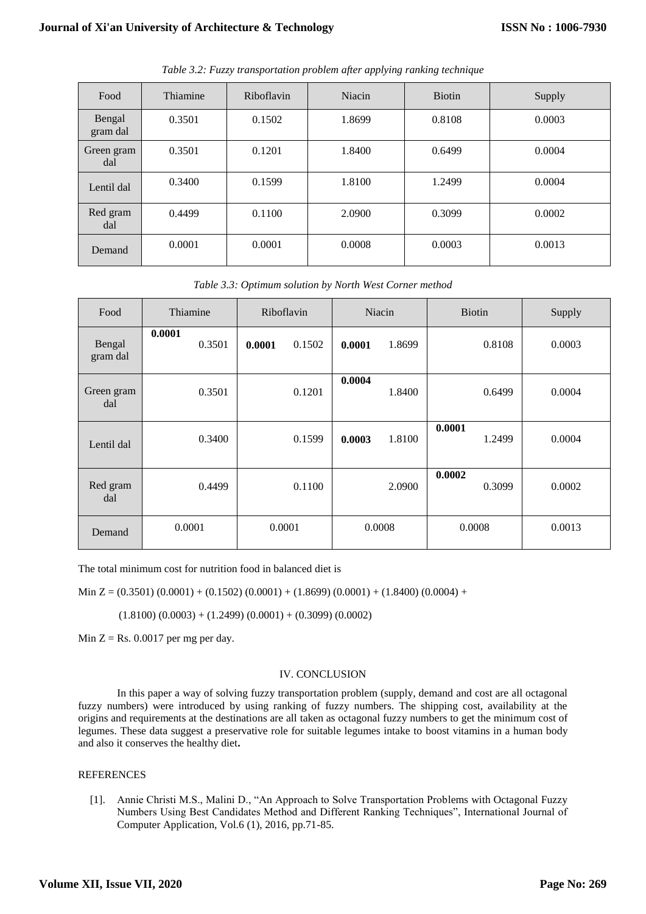*Table 3.2: Fuzzy transportation problem after applying ranking technique*

| Food | Thiamine | Riboflavin | Niacin | Biotin | Supply |
|---|---|---|---|---|---|
| Bengal gram dal | 0.3501 | 0.1502 | 1.8699 | 0.8108 | 0.0003 |
| Green gram dal | 0.3501 | 0.1201 | 1.8400 | 0.6499 | 0.0004 |
| Lentil dal | 0.3400 | 0.1599 | 1.8100 | 1.2499 | 0.0004 |
| Red gram dal | 0.4499 | 0.1100 | 2.0900 | 0.3099 | 0.0002 |
| Demand | 0.0001 | 0.0001 | 0.0008 | 0.0003 | 0.0013 |

*Table 3.3: Optimum solution by North West Corner method*

| Food | Thiamine | Riboflavin | Niacin | Biotin | Supply |
|---|---|---|---|---|---|
| Bengal gram dal | **0.0001** 0.3501 | **0.0001** 0.1502 | **0.0001** 1.8699 | 0.8108 | 0.0003 |
| Green gram dal | 0.3501 | 0.1201 | **0.0004** 1.8400 | 0.6499 | 0.0004 |
| Lentil dal | 0.3400 | 0.1599 | **0.0003** 1.8100 | **0.0001** 1.2499 | 0.0004 |
| Red gram dal | 0.4499 | 0.1100 | 2.0900 | **0.0002** 0.3099 | 0.0002 |
| Demand | 0.0001 | 0.0001 | 0.0008 | 0.0008 | 0.0013 |

The total minimum cost for nutrition food in balanced diet is

Min Z = (0.3501) (0.0001) + (0.1502) (0.0001) + (1.8699) (0.0001) + (1.8400) (0.0004) +

(1.8100) (0.0003) + (1.2499) (0.0001) + (0.3099) (0.0002)

Min Z = Rs. 0.0017 per mg per day.

## IV. CONCLUSION

In this paper a way of solving fuzzy transportation problem (supply, demand and cost are all octagonal fuzzy numbers) were introduced by using ranking of fuzzy numbers. The shipping cost, availability at the origins and requirements at the destinations are all taken as octagonal fuzzy numbers to get the minimum cost of legumes. These data suggest a preservative role for suitable legumes intake to boost vitamins in a human body and also it conserves the healthy diet**.**

## REFERENCES

[1]. Annie Christi M.S., Malini D., "An Approach to Solve Transportation Problems with Octagonal Fuzzy Numbers Using Best Candidates Method and Different Ranking Techniques", International Journal of Computer Application, Vol.6 (1), 2016, pp.71-85.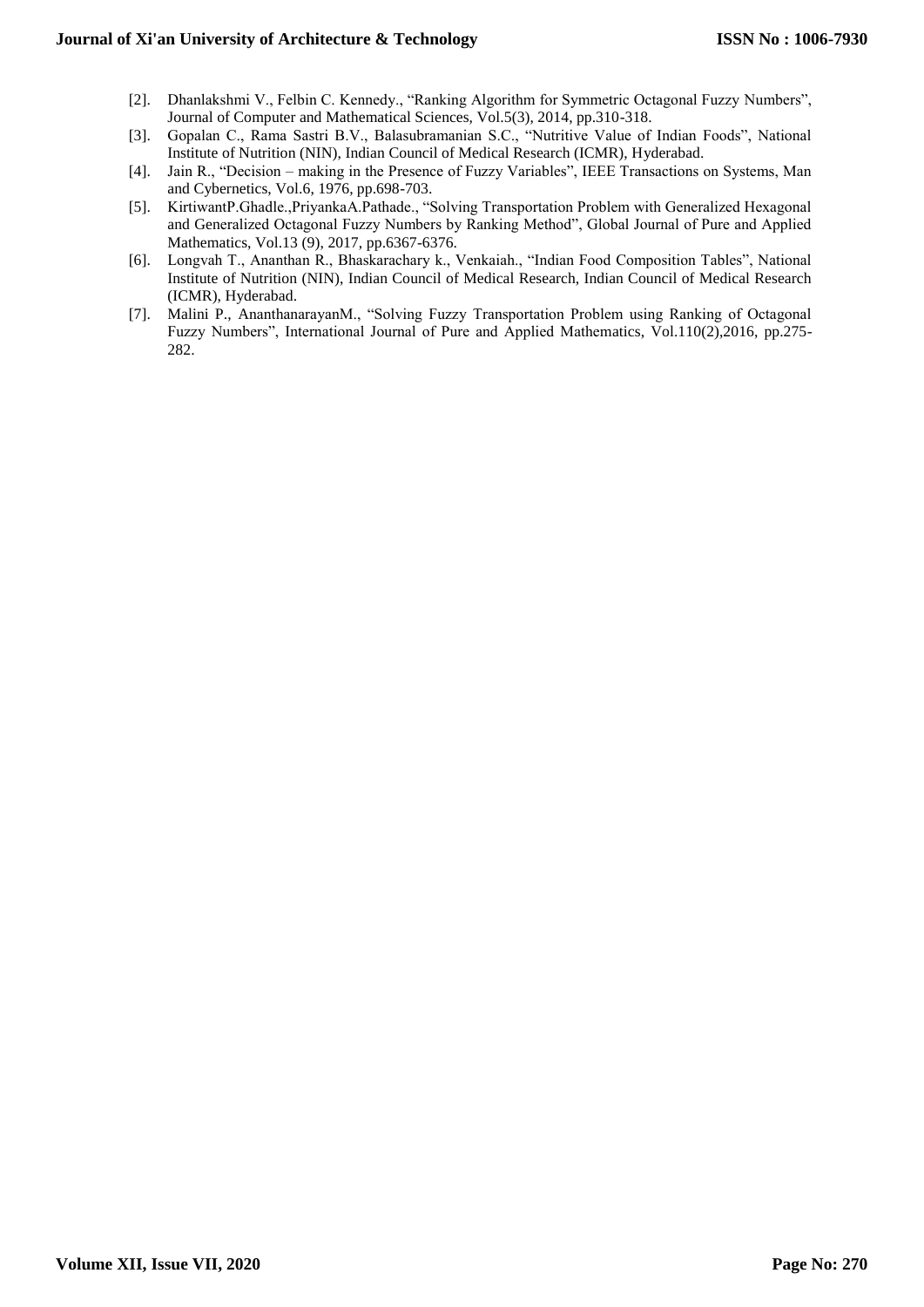[2]. Dhanlakshmi V., Felbin C. Kennedy., "Ranking Algorithm for Symmetric Octagonal Fuzzy Numbers", Journal of Computer and Mathematical Sciences, Vol.5(3), 2014, pp.310-318.

[3]. Gopalan C., Rama Sastri B.V., Balasubramanian S.C., "Nutritive Value of Indian Foods", National Institute of Nutrition (NIN), Indian Council of Medical Research (ICMR), Hyderabad.

[4]. Jain R., "Decision – making in the Presence of Fuzzy Variables", IEEE Transactions on Systems, Man and Cybernetics, Vol.6, 1976, pp.698-703.

[5]. KirtiwantP.Ghadle.,PriyankaA.Pathade., "Solving Transportation Problem with Generalized Hexagonal and Generalized Octagonal Fuzzy Numbers by Ranking Method", Global Journal of Pure and Applied Mathematics, Vol.13 (9), 2017, pp.6367-6376.

[6]. Longvah T., Ananthan R., Bhaskarachary k., Venkaiah., "Indian Food Composition Tables", National Institute of Nutrition (NIN), Indian Council of Medical Research, Indian Council of Medical Research (ICMR), Hyderabad.

[7]. Malini P., AnanthanarayanM., "Solving Fuzzy Transportation Problem using Ranking of Octagonal Fuzzy Numbers", International Journal of Pure and Applied Mathematics, Vol.110(2),2016, pp.275-282.